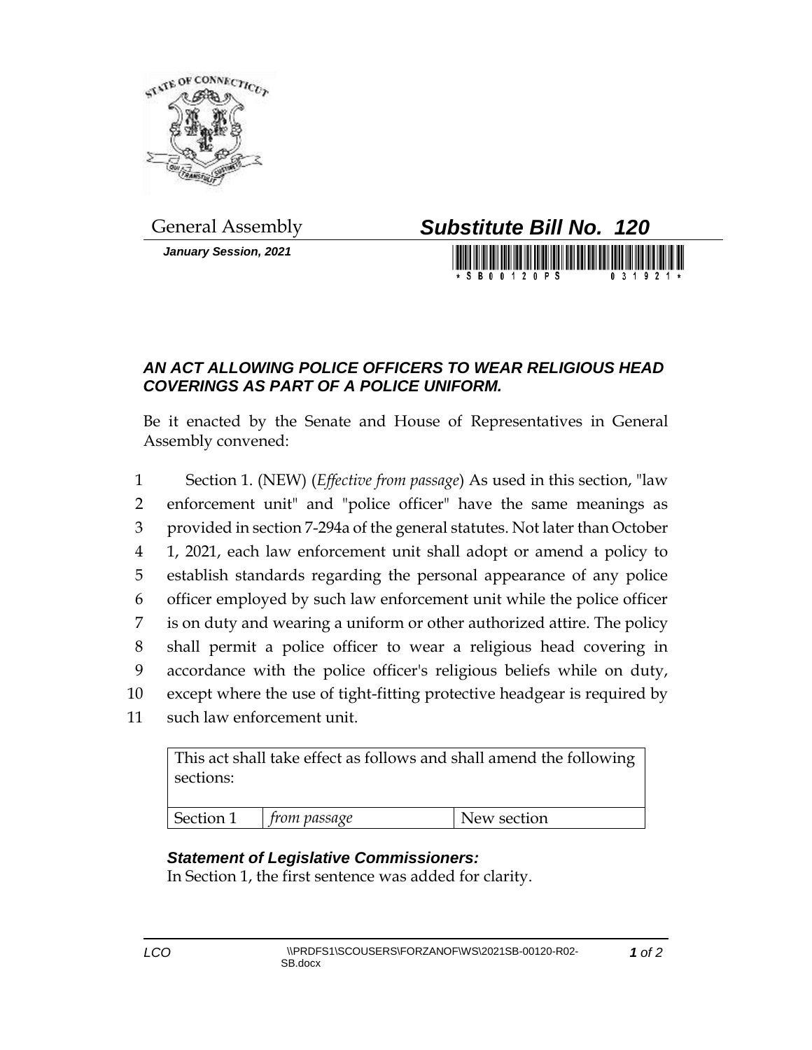General Assembly

***January Session, 2021***

# *Substitute Bill No. 120*

\*SB00120PS 031921\*

### *AN ACT ALLOWING POLICE OFFICERS TO WEAR RELIGIOUS HEAD COVERINGS AS PART OF A POLICE UNIFORM.*

Be it enacted by the Senate and House of Representatives in General Assembly convened:

1 Section 1. (NEW) (*Effective from passage*) As used in this section, "law
2 enforcement unit" and "police officer" have the same meanings as
3 provided in section 7-294a of the general statutes. Not later than October
4 1, 2021, each law enforcement unit shall adopt or amend a policy to
5 establish standards regarding the personal appearance of any police
6 officer employed by such law enforcement unit while the police officer
7 is on duty and wearing a uniform or other authorized attire. The policy
8 shall permit a police officer to wear a religious head covering in
9 accordance with the police officer's religious beliefs while on duty,
10 except where the use of tight-fitting protective headgear is required by
11 such law enforcement unit.

| This act shall take effect as follows and shall amend the following sections: | | |
|---|---|---|
| Section 1 | *from passage* | New section |

### *Statement of Legislative Commissioners:*

In Section 1, the first sentence was added for clarity.

LCO \\PRDFS1\SCOUSERS\FORZANOF\WS\2021SB-00120-R02-SB.docx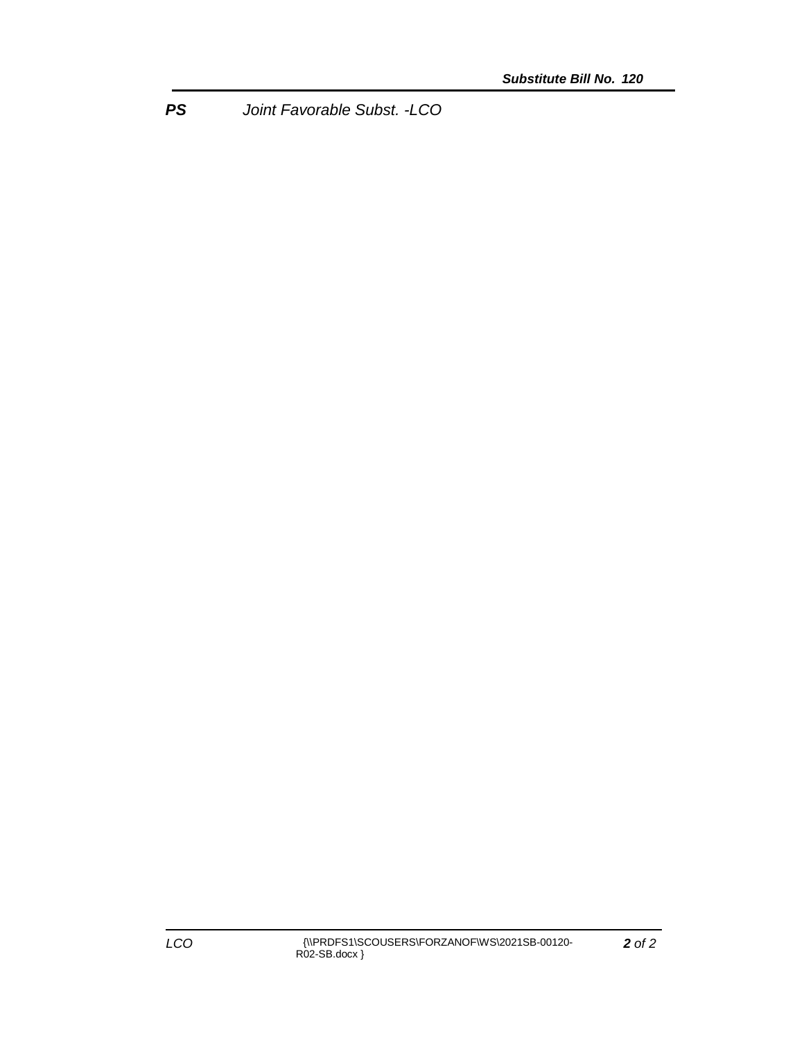| | |
|---|---|
| ***PS*** | *Joint Favorable Subst. -LCO* |